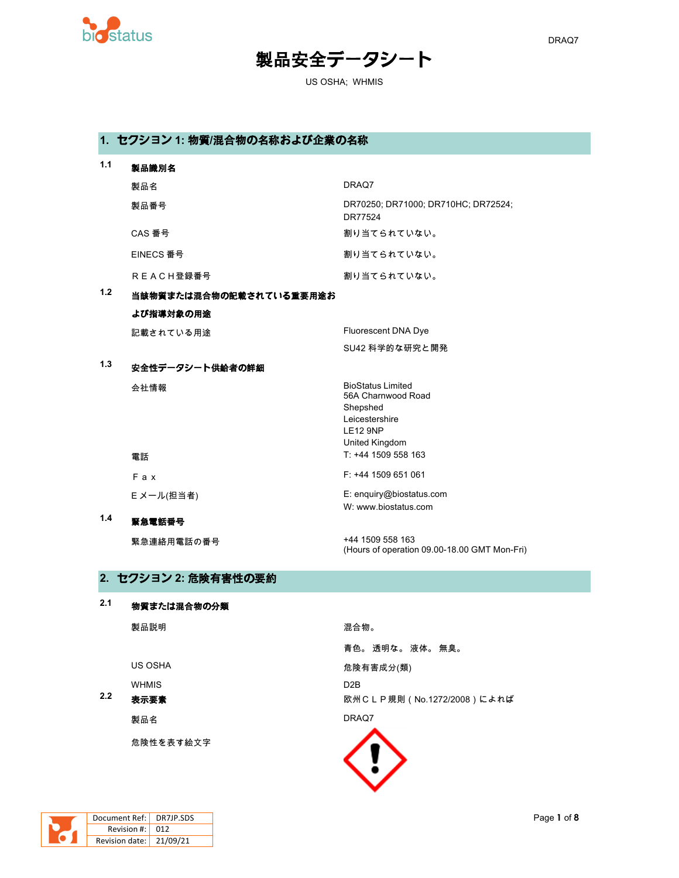# 製品安全データシート

US OSHA; WHMIS

## 1. セクション 1: 物質/混合物の名称および企業の名称

### 1.1 製品識別名

| | |
|---|---|
| 製品名 | DRAQ7 |
| 製品番号 | DR70250; DR71000; DR710HC; DR72524; DR77524 |
| CAS 番号 | 割り当てられていない。 |
| EINECS 番号 | 割り当てられていない。 |
| ＲＥＡＣＨ登録番号 | 割り当てられていない。 |

### 1.2 当該物質または混合物の記載されている重要用途および指導対象の用途

| | |
|---|---|
| 記載されている用途 | Fluorescent DNA Dye |
| | SU42 科学的な研究と開発 |

### 1.3 安全性データシート供給者の詳細

| | |
|---|---|
| 会社情報 | BioStatus Limited<br>56A Charnwood Road<br>Shepshed<br>Leicestershire<br>LE12 9NP<br>United Kingdom |
| 電話 | T: +44 1509 558 163 |
| Ｆａｘ | F: +44 1509 651 061 |
| Ｅメール(担当者) | E: enquiry@biostatus.com<br>W: www.biostatus.com |

### 1.4 緊急電話番号

| | |
|---|---|
| 緊急連絡用電話の番号 | +44 1509 558 163<br>(Hours of operation 09.00-18.00 GMT Mon-Fri) |

## 2. セクション 2: 危険有害性の要約

### 2.1 物質または混合物の分類

| | |
|---|---|
| 製品説明 | 混合物。 |
| | 青色。 透明な。 液体。 無臭。 |
| US OSHA | 危険有害成分(類) |
| WHMIS | D2B |

### 2.2 表示要素

欧州ＣＬＰ規則（No.1272/2008）によれば

| | |
|---|---|
| 製品名 | DRAQ7 |
| 危険性を表す絵文字 | |

| | |
|---|---|
| Document Ref: | DR7JP.SDS |
| Revision #: | 012 |
| Revision date: | 21/09/21 |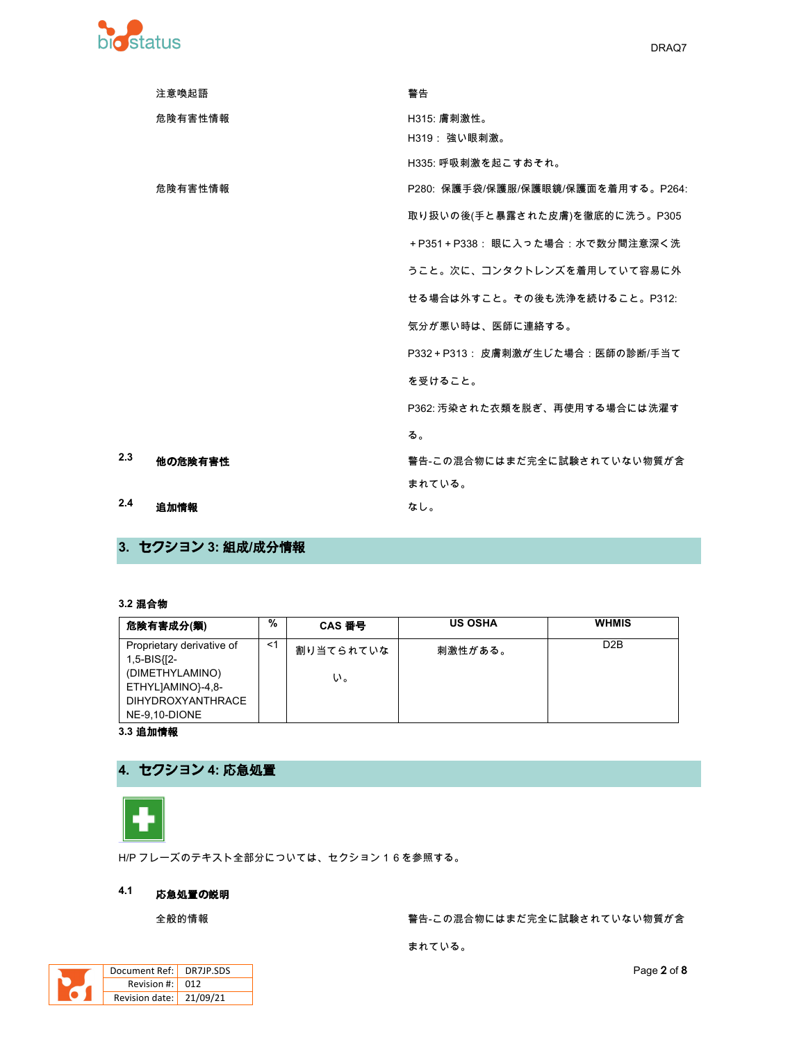| | |
|---|---|
| 注意喚起語 | 警告 |
| 危険有害性情報 | H315: 膚刺激性。<br>H319： 強い眼刺激。<br>H335: 呼吸刺激を起こすおそれ。 |
| 危険有害性情報 | P280: 保護手袋/保護服/保護眼鏡/保護面を着用する。P264: 取り扱いの後(手と暴露された皮膚)を徹底的に洗う。P305＋P351＋P338： 眼に入った場合：水で数分間注意深く洗うこと。次に、コンタクトレンズを着用していて容易に外せる場合は外すこと。その後も洗浄を続けること。P312: 気分が悪い時は、医師に連絡する。<br>P332＋P313： 皮膚刺激が生じた場合：医師の診断/手当てを受けること。<br>P362: 汚染された衣類を脱ぎ、再使用する場合には洗濯する。 |

**2.3 他の危険有害性**

警告-この混合物にはまだ完全に試験されていない物質が含まれている。

**2.4 追加情報**

なし。

## 3. セクション 3: 組成/成分情報

### 3.2 混合物

| 危険有害成分(類) | % | CAS 番号 | US OSHA | WHMIS |
|---|---|---|---|---|
| Proprietary derivative of 1,5-BIS{[2-(DIMETHYLAMINO) ETHYL]AMINO}-4,8-DIHYDROXYANTHRACENE-9,10-DIONE | <1 | 割り当てられていない。 | 刺激性がある。 | D2B |

### 3.3 追加情報

## 4. セクション 4: 応急処置

H/P フレーズのテキスト全部分については、セクション１６を参照する。

### 4.1 応急処置の説明

全般的情報

警告-この混合物にはまだ完全に試験されていない物質が含まれている。

| | |
|---|---|
| Document Ref: | DR7JP.SDS |
| Revision #: | 012 |
| Revision date: | 21/09/21 |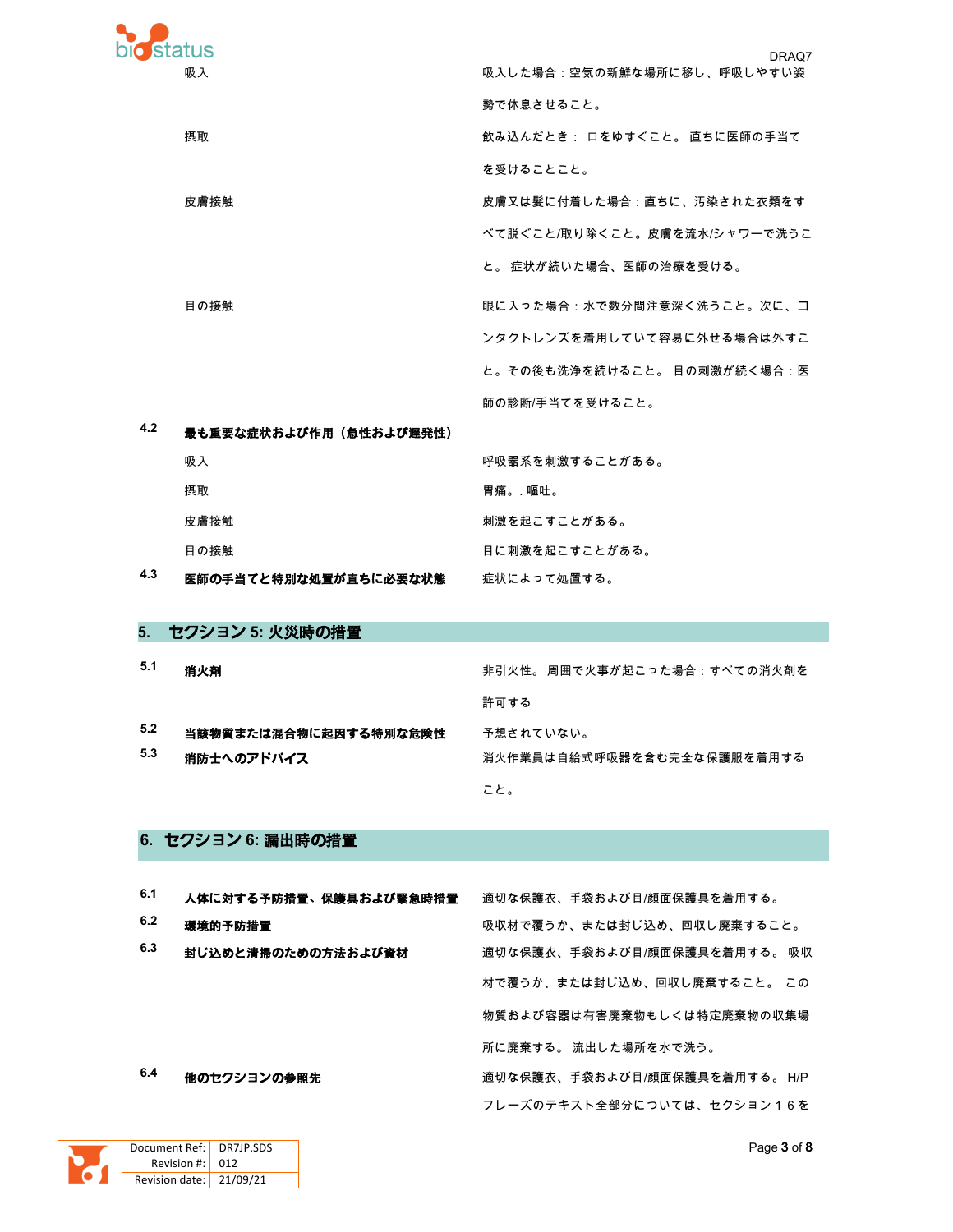| | |
|---|---|
| 吸入 | 吸入した場合：空気の新鮮な場所に移し、呼吸しやすい姿勢で休息させること。 |
| 摂取 | 飲み込んだとき： 口をゆすぐこと。 直ちに医師の手当てを受けることこと。 |
| 皮膚接触 | 皮膚又は髪に付着した場合：直ちに、汚染された衣類をすべて脱ぐこと/取り除くこと。皮膚を流水/シャワーで洗うこと。 症状が続いた場合、医師の治療を受ける。 |
| 目の接触 | 眼に入った場合：水で数分間注意深く洗うこと。次に、コンタクトレンズを着用していて容易に外せる場合は外すこと。その後も洗浄を続けること。 目の刺激が続く場合：医師の診断/手当てを受けること。 |

**4.2 最も重要な症状および作用（急性および遅発性）**

| | |
|---|---|
| 吸入 | 呼吸器系を刺激することがある。 |
| 摂取 | 胃痛。. 嘔吐。 |
| 皮膚接触 | 刺激を起こすことがある。 |
| 目の接触 | 目に刺激を起こすことがある。 |

**4.3 医師の手当てと特別な処置が直ちに必要な状態**　症状によって処置する。

## 5. セクション 5: 火災時の措置

| | | |
|---|---|---|
| 5.1 | **消火剤** | 非引火性。 周囲で火事が起こった場合：すべての消火剤を許可する |
| 5.2 | **当該物質または混合物に起因する特別な危険性** | 予想されていない。 |
| 5.3 | **消防士へのアドバイス** | 消火作業員は自給式呼吸器を含む完全な保護服を着用すること。 |

## 6. セクション 6: 漏出時の措置

| | | |
|---|---|---|
| 6.1 | **人体に対する予防措置、保護具および緊急時措置** | 適切な保護衣、手袋および目/顔面保護具を着用する。 |
| 6.2 | **環境的予防措置** | 吸収材で覆うか、または封じ込め、回収し廃棄すること。 |
| 6.3 | **封じ込めと清掃のための方法および資材** | 適切な保護衣、手袋および目/顔面保護具を着用する。 吸収材で覆うか、または封じ込め、回収し廃棄すること。 この物質および容器は有害廃棄物もしくは特定廃棄物の収集場所に廃棄する。 流出した場所を水で洗う。 |
| 6.4 | **他のセクションの参照先** | 適切な保護衣、手袋および目/顔面保護具を着用する。 H/Pフレーズのテキスト全部分については、セクション１６を |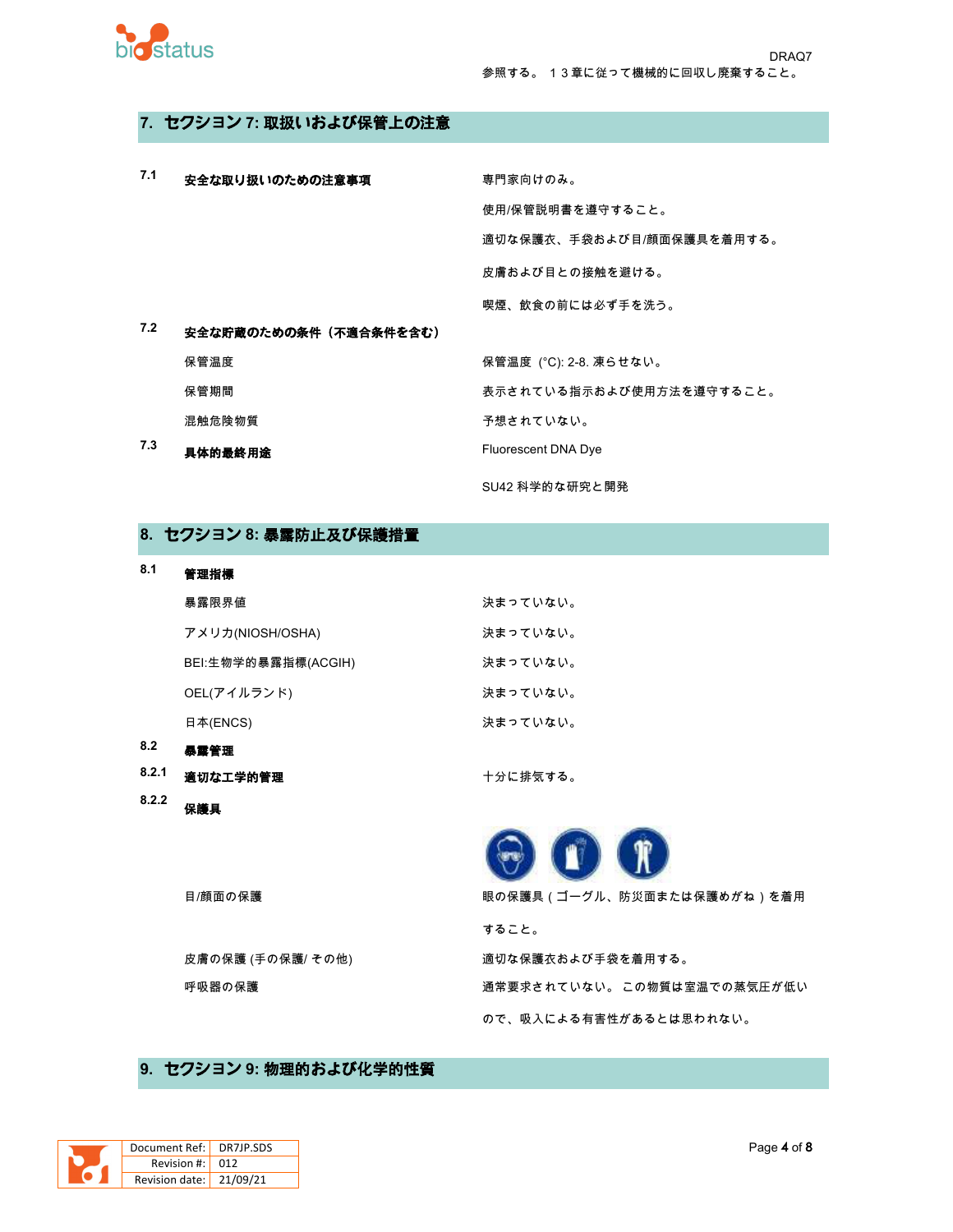参照する。 １３章に従って機械的に回収し廃棄すること。

## 7. セクション 7: 取扱いおよび保管上の注意

| | | |
|---|---|---|
| 7.1 | **安全な取り扱いのための注意事項** | 専門家向けのみ。<br>使用/保管説明書を遵守すること。<br>適切な保護衣、手袋および目/顔面保護具を着用する。<br>皮膚および目との接触を避ける。<br>喫煙、飲食の前には必ず手を洗う。 |
| 7.2 | **安全な貯蔵のための条件（不適合条件を含む）** | |
| | 保管温度 | 保管温度 (°C): 2-8. 凍らせない。 |
| | 保管期間 | 表示されている指示および使用方法を遵守すること。 |
| | 混触危険物質 | 予想されていない。 |
| 7.3 | **具体的最終用途** | Fluorescent DNA Dye<br>SU42 科学的な研究と開発 |

## 8. セクション 8: 暴露防止及び保護措置

| | | |
|---|---|---|
| 8.1 | **管理指標** | |
| | 暴露限界値 | 決まっていない。 |
| | アメリカ(NIOSH/OSHA) | 決まっていない。 |
| | BEI:生物学的暴露指標(ACGIH) | 決まっていない。 |
| | OEL(アイルランド) | 決まっていない。 |
| | 日本(ENCS) | 決まっていない。 |
| 8.2 | **暴露管理** | |
| 8.2.1 | **適切な工学的管理** | 十分に排気する。 |
| 8.2.2 | **保護具** | |
| | 目/顔面の保護 | 眼の保護具（ゴーグル、防災面または保護めがね）を着用すること。 |
| | 皮膚の保護 (手の保護/ その他) | 適切な保護衣および手袋を着用する。 |
| | 呼吸器の保護 | 通常要求されていない。 この物質は室温での蒸気圧が低いので、吸入による有害性があるとは思われない。 |

## 9. セクション 9: 物理的および化学的性質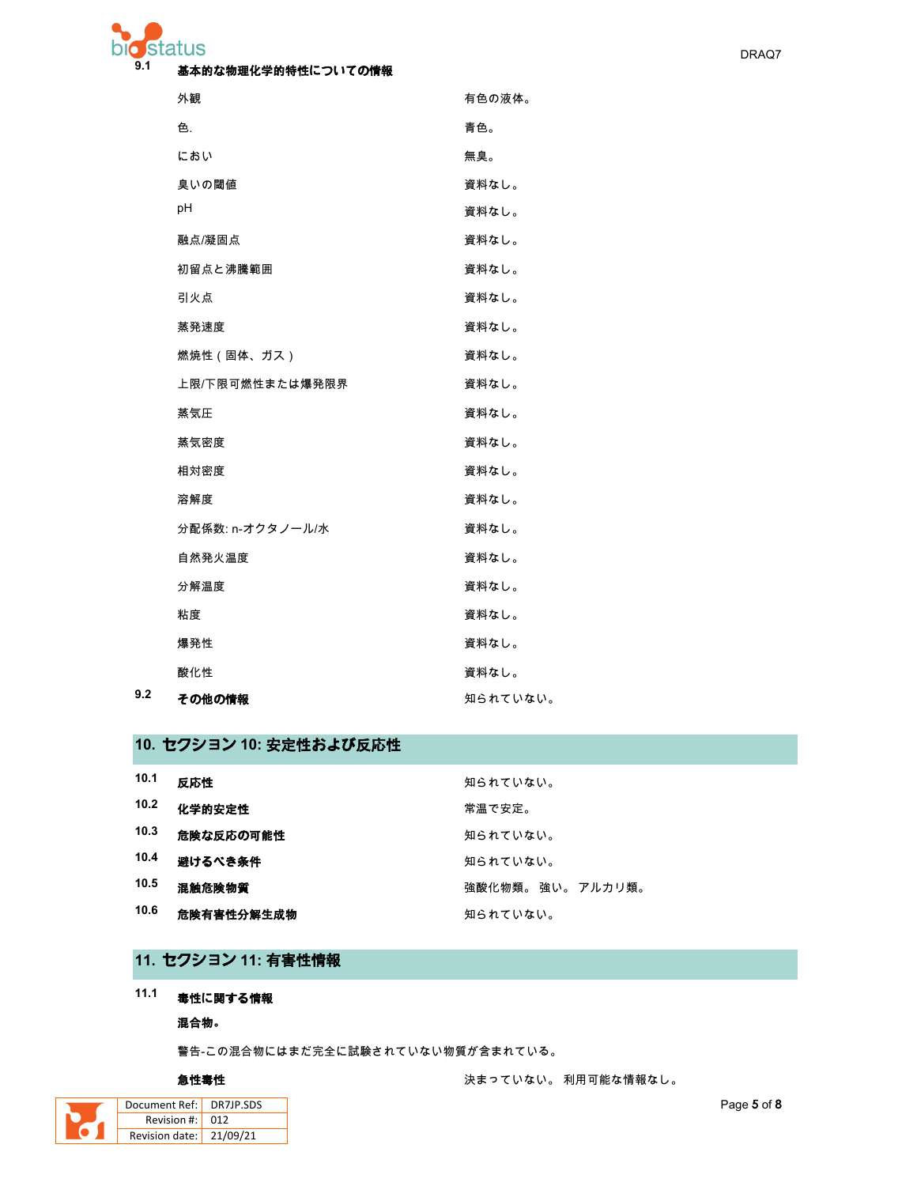**9.1 基本的な物理化学的特性についての情報**

| | |
|---|---|
| 外観 | 有色の液体。 |
| 色. | 青色。 |
| におい | 無臭。 |
| 臭いの閾値 | 資料なし。 |
| pH | 資料なし。 |
| 融点/凝固点 | 資料なし。 |
| 初留点と沸騰範囲 | 資料なし。 |
| 引火点 | 資料なし。 |
| 蒸発速度 | 資料なし。 |
| 燃焼性（固体、ガス） | 資料なし。 |
| 上限/下限可燃性または爆発限界 | 資料なし。 |
| 蒸気圧 | 資料なし。 |
| 蒸気密度 | 資料なし。 |
| 相対密度 | 資料なし。 |
| 溶解度 | 資料なし。 |
| 分配係数: n-オクタノール/水 | 資料なし。 |
| 自然発火温度 | 資料なし。 |
| 分解温度 | 資料なし。 |
| 粘度 | 資料なし。 |
| 爆発性 | 資料なし。 |
| 酸化性 | 資料なし。 |

**9.2 その他の情報** 知られていない。

## 10. セクション 10: 安定性および反応性

| | | |
|---|---|---|
| 10.1 | **反応性** | 知られていない。 |
| 10.2 | **化学的安定性** | 常温で安定。 |
| 10.3 | **危険な反応の可能性** | 知られていない。 |
| 10.4 | **避けるべき条件** | 知られていない。 |
| 10.5 | **混触危険物質** | 強酸化物類。 強い。 アルカリ類。 |
| 10.6 | **危険有害性分解生成物** | 知られていない。 |

## 11. セクション 11: 有害性情報

**11.1 毒性に関する情報**

**混合物。**

警告-この混合物にはまだ完全に試験されていない物質が含まれている。

**急性毒性** 決まっていない。 利用可能な情報なし。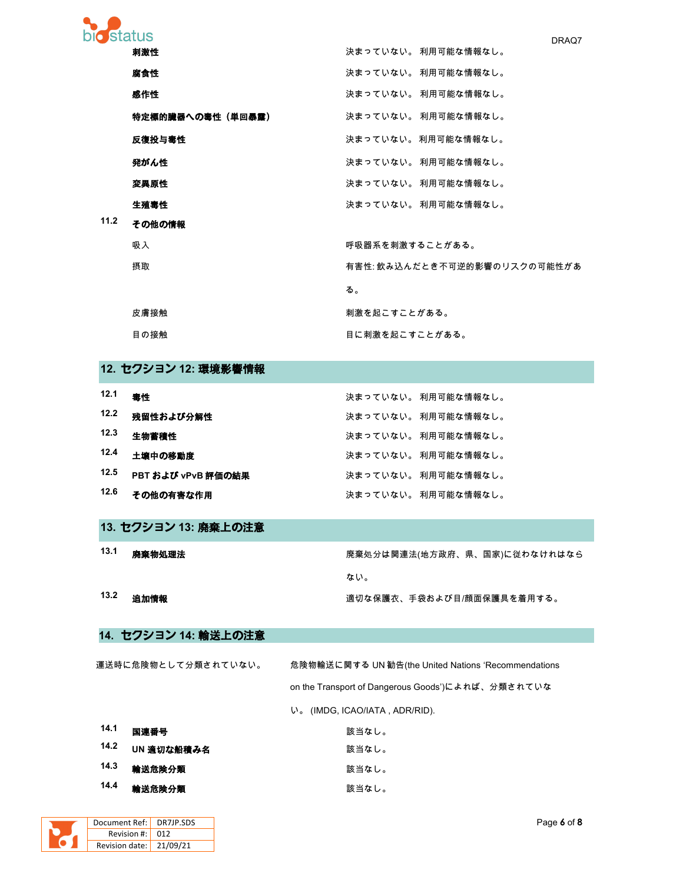| | |
|---|---|
| **刺激性** | 決まっていない。 利用可能な情報なし。 |
| **腐食性** | 決まっていない。 利用可能な情報なし。 |
| **感作性** | 決まっていない。 利用可能な情報なし。 |
| **特定標的臓器への毒性（単回暴露）** | 決まっていない。 利用可能な情報なし。 |
| **反復投与毒性** | 決まっていない。 利用可能な情報なし。 |
| **発がん性** | 決まっていない。 利用可能な情報なし。 |
| **変異原性** | 決まっていない。 利用可能な情報なし。 |
| **生殖毒性** | 決まっていない。 利用可能な情報なし。 |

**11.2 その他の情報**

| | |
|---|---|
| 吸入 | 呼吸器系を刺激することがある。 |
| 摂取 | 有害性: 飲み込んだとき不可逆的影響のリスクの可能性がある。 |
| 皮膚接触 | 刺激を起こすことがある。 |
| 目の接触 | 目に刺激を起こすことがある。 |

## 12. セクション 12: 環境影響情報

| | | |
|---|---|---|
| 12.1 | **毒性** | 決まっていない。 利用可能な情報なし。 |
| 12.2 | **残留性および分解性** | 決まっていない。 利用可能な情報なし。 |
| 12.3 | **生物蓄積性** | 決まっていない。 利用可能な情報なし。 |
| 12.4 | **土壌中の移動度** | 決まっていない。 利用可能な情報なし。 |
| 12.5 | **PBT および vPvB 評価の結果** | 決まっていない。 利用可能な情報なし。 |
| 12.6 | **その他の有害な作用** | 決まっていない。 利用可能な情報なし。 |

## 13. セクション 13: 廃棄上の注意

| | | |
|---|---|---|
| 13.1 | **廃棄物処理法** | 廃棄処分は関連法(地方政府、県、国家)に従わなければならない。 |
| 13.2 | **追加情報** | 適切な保護衣、手袋および目/顔面保護具を着用する。 |

## 14. セクション 14: 輸送上の注意

運送時に危険物として分類されていない。 危険物輸送に関する UN 勧告(the United Nations 'Recommendations on the Transport of Dangerous Goods')によれば、分類されていない。 (IMDG, ICAO/IATA , ADR/RID).

| | | |
|---|---|---|
| 14.1 | **国連番号** | 該当なし。 |
| 14.2 | **UN 適切な船積み名** | 該当なし。 |
| 14.3 | **輸送危険分類** | 該当なし。 |
| 14.4 | **輸送危険分類** | 該当なし。 |

| Document Ref: | DR7JP.SDS |
|---|---|
| Revision #: | 012 |
| Revision date: | 21/09/21 |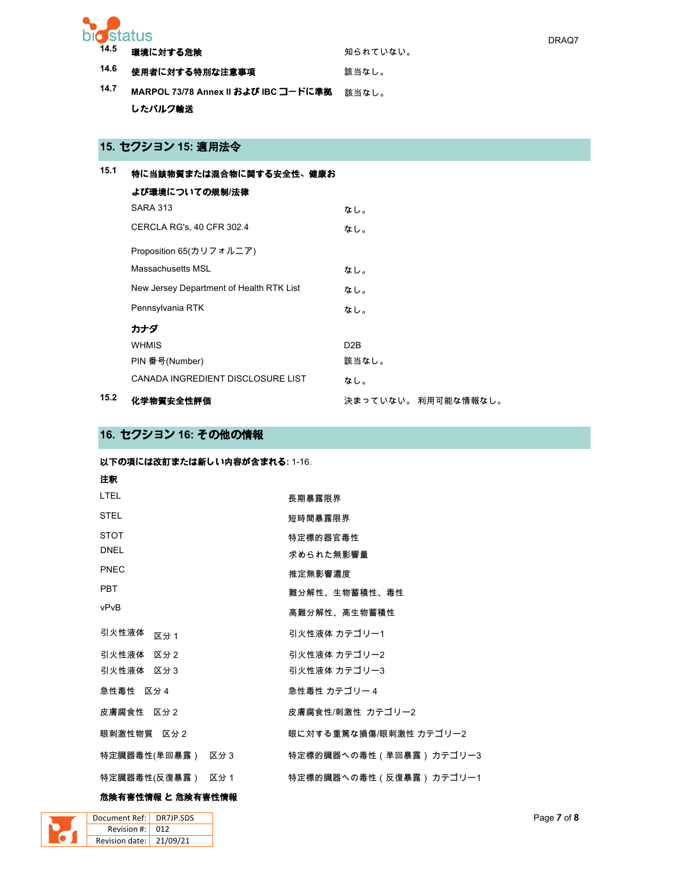| | | |
|---|---|---|
| 14.5 | **環境に対する危険** | 知られていない。 |
| 14.6 | **使用者に対する特別な注意事項** | 該当なし。 |
| 14.7 | **MARPOL 73/78 Annex II および IBC コードに準拠したバルク輸送** | 該当なし。 |

## 15. セクション 15: 適用法令

**15.1 特に当該物質または混合物に関する安全性、健康および環境についての規制/法律**

| | |
|---|---|
| SARA 313 | なし。 |
| CERCLA RG's, 40 CFR 302.4 | なし。 |
| Proposition 65(カリフォルニア) | |
| Massachusetts MSL | なし。 |
| New Jersey Department of Health RTK List | なし。 |
| Pennsylvania RTK | なし。 |

**カナダ**

| | |
|---|---|
| WHMIS | D2B |
| PIN 番号(Number) | 該当なし。 |
| CANADA INGREDIENT DISCLOSURE LIST | なし。 |

**15.2 化学物質安全性評価** 決まっていない。 利用可能な情報なし。

## 16. セクション 16: その他の情報

**以下の項には改訂または新しい内容が含まれる:** 1-16.

**注釈**

| | |
|---|---|
| LTEL | 長期暴露限界 |
| STEL | 短時間暴露限界 |
| STOT | 特定標的器官毒性 |
| DNEL | 求められた無影響量 |
| PNEC | 推定無影響濃度 |
| PBT | 難分解性、生物蓄積性、毒性 |
| vPvB | 高難分解性、高生物蓄積性 |
| 引火性液体　区分 1 | 引火性液体 カテゴリー1 |
| 引火性液体　区分 2 | 引火性液体 カテゴリー2 |
| 引火性液体　区分 3 | 引火性液体 カテゴリー3 |
| 急性毒性　区分 4 | 急性毒性 カテゴリー 4 |
| 皮膚腐食性　区分 2 | 皮膚腐食性/刺激性 カテゴリー2 |
| 眼刺激性物質　区分 2 | 眼に対する重篤な損傷/眼刺激性 カテゴリー2 |
| 特定臓器毒性(単回暴露)　区分 3 | 特定標的臓器への毒性(単回暴露)カテゴリー3 |
| 特定臓器毒性(反復暴露)　区分 1 | 特定標的臓器への毒性(反復暴露)カテゴリー1 |

**危険有害性情報 と 危険有害性情報**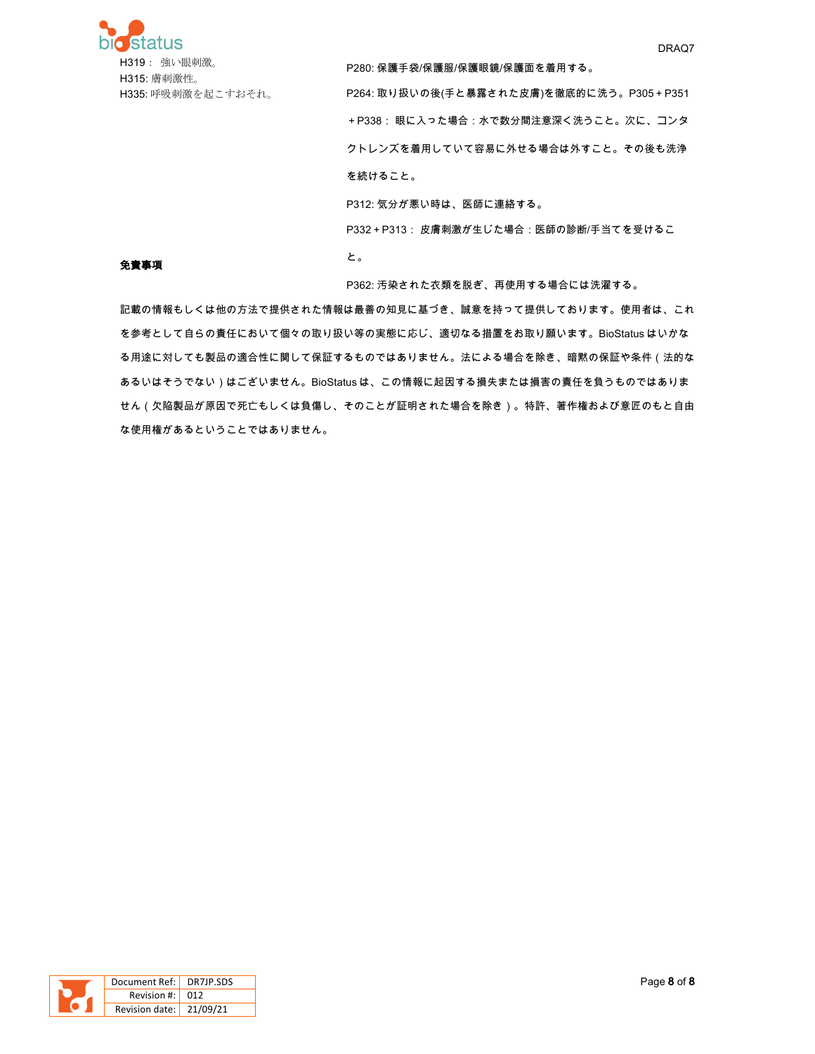H319： 強い眼刺激。
H315: 膚刺激性。
H335: 呼吸刺激を起こすおそれ。

P280: 保護手袋/保護服/保護眼鏡/保護面を着用する。

P264: 取り扱いの後(手と暴露された皮膚)を徹底的に洗う。P305 + P351 + P338： 眼に入った場合：水で数分間注意深く洗うこと。次に、コンタクトレンズを着用していて容易に外せる場合は外すこと。その後も洗浄を続けること。

P312: 気分が悪い時は、医師に連絡する。

P332 + P313： 皮膚刺激が生じた場合：医師の診断/手当てを受けること。

P362: 汚染された衣類を脱ぎ、再使用する場合には洗濯する。

**免責事項**

記載の情報もしくは他の方法で提供された情報は最善の知見に基づき、誠意を持って提供しております。使用者は、これを参考として自らの責任において個々の取り扱い等の実態に応じ、適切なる措置をお取り願います。BioStatus はいかなる用途に対しても製品の適合性に関して保証するものではありません。法による場合を除き、暗黙の保証や条件（法的なあるいはそうでない）はございません。BioStatus は、この情報に起因する損失または損害の責任を負うものではありません（欠陥製品が原因で死亡もしくは負傷し、そのことが証明された場合を除き）。特許、著作権および意匠のもと自由な使用権があるということではありません。

| | |
|---|---|
| Document Ref: | DR7JP.SDS |
| Revision #: | 012 |
| Revision date: | 21/09/21 |